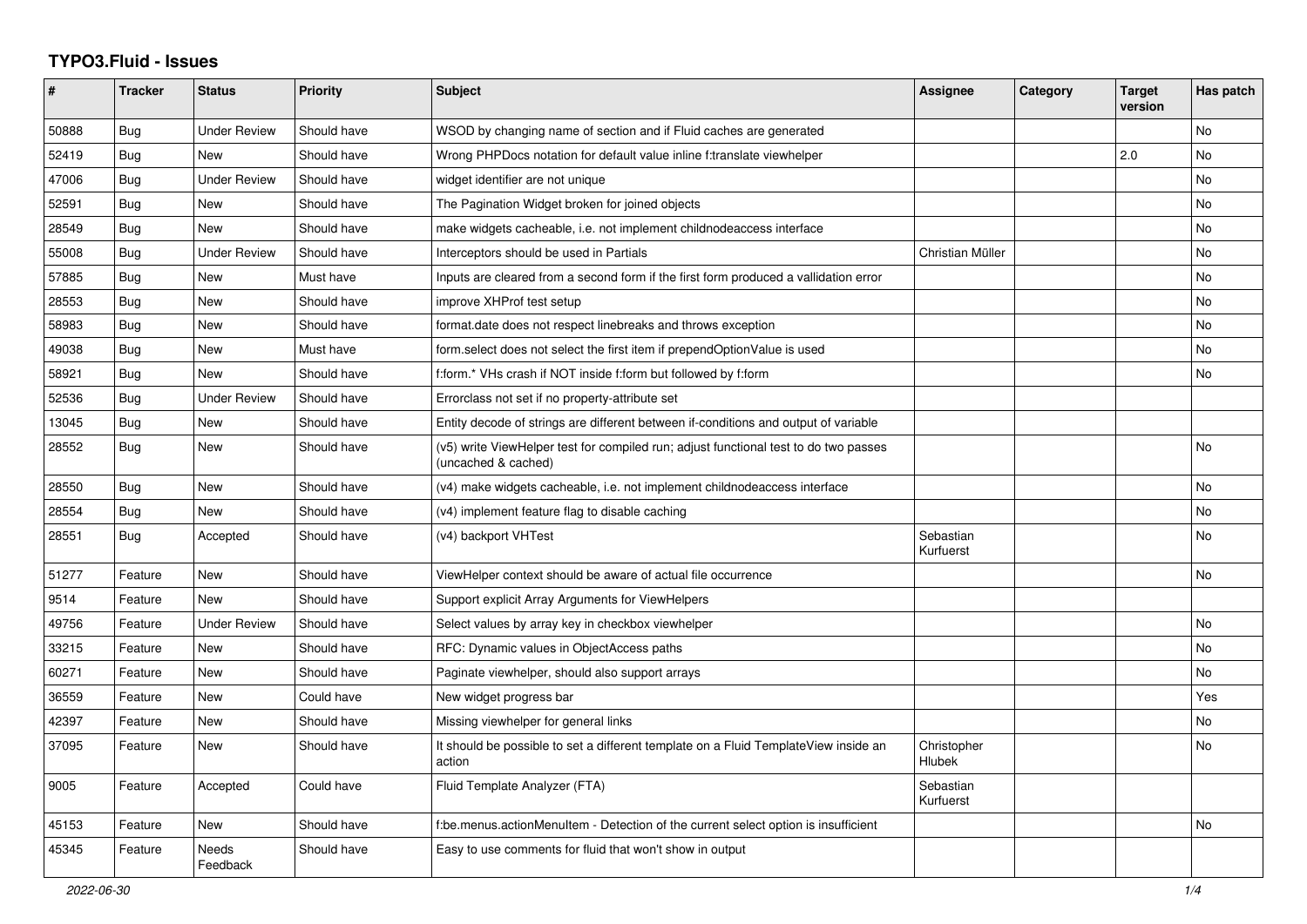# TYPO3.Fluid - Issues

| # | Tracker | Status | Priority | Subject | Assignee | Category | Target version | Has patch |
|---|---|---|---|---|---|---|---|---|
| 50888 | Bug | Under Review | Should have | WSOD by changing name of section and if Fluid caches are generated | | | | No |
| 52419 | Bug | New | Should have | Wrong PHPDocs notation for default value inline f:translate viewhelper | | | 2.0 | No |
| 47006 | Bug | Under Review | Should have | widget identifier are not unique | | | | No |
| 52591 | Bug | New | Should have | The Pagination Widget broken for joined objects | | | | No |
| 28549 | Bug | New | Should have | make widgets cacheable, i.e. not implement childnodeaccess interface | | | | No |
| 55008 | Bug | Under Review | Should have | Interceptors should be used in Partials | Christian Müller | | | No |
| 57885 | Bug | New | Must have | Inputs are cleared from a second form if the first form produced a vallidation error | | | | No |
| 28553 | Bug | New | Should have | improve XHProf test setup | | | | No |
| 58983 | Bug | New | Should have | format.date does not respect linebreaks and throws exception | | | | No |
| 49038 | Bug | New | Must have | form.select does not select the first item if prependOptionValue is used | | | | No |
| 58921 | Bug | New | Should have | f:form.* VHs crash if NOT inside f:form but followed by f:form | | | | No |
| 52536 | Bug | Under Review | Should have | Errorclass not set if no property-attribute set | | | | |
| 13045 | Bug | New | Should have | Entity decode of strings are different between if-conditions and output of variable | | | | |
| 28552 | Bug | New | Should have | (v5) write ViewHelper test for compiled run; adjust functional test to do two passes (uncached & cached) | | | | No |
| 28550 | Bug | New | Should have | (v4) make widgets cacheable, i.e. not implement childnodeaccess interface | | | | No |
| 28554 | Bug | New | Should have | (v4) implement feature flag to disable caching | | | | No |
| 28551 | Bug | Accepted | Should have | (v4) backport VHTest | Sebastian Kurfuerst | | | No |
| 51277 | Feature | New | Should have | ViewHelper context should be aware of actual file occurrence | | | | No |
| 9514 | Feature | New | Should have | Support explicit Array Arguments for ViewHelpers | | | | |
| 49756 | Feature | Under Review | Should have | Select values by array key in checkbox viewhelper | | | | No |
| 33215 | Feature | New | Should have | RFC: Dynamic values in ObjectAccess paths | | | | No |
| 60271 | Feature | New | Should have | Paginate viewhelper, should also support arrays | | | | No |
| 36559 | Feature | New | Could have | New widget progress bar | | | | Yes |
| 42397 | Feature | New | Should have | Missing viewhelper for general links | | | | No |
| 37095 | Feature | New | Should have | It should be possible to set a different template on a Fluid TemplateView inside an action | Christopher Hlubek | | | No |
| 9005 | Feature | Accepted | Could have | Fluid Template Analyzer (FTA) | Sebastian Kurfuerst | | | |
| 45153 | Feature | New | Should have | f:be.menus.actionMenuItem - Detection of the current select option is insufficient | | | | No |
| 45345 | Feature | Needs Feedback | Should have | Easy to use comments for fluid that won't show in output | | | | |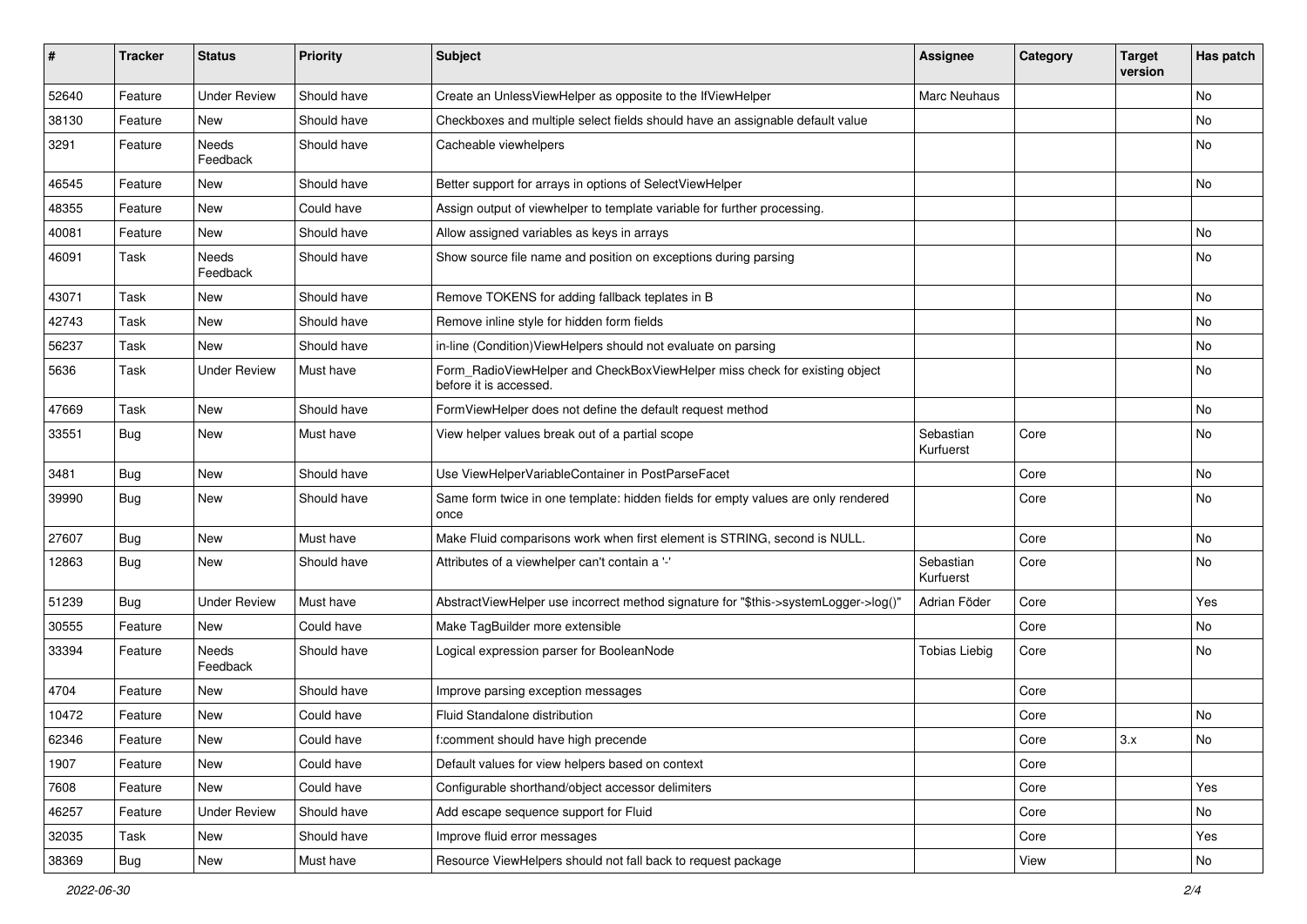| # | Tracker | Status | Priority | Subject | Assignee | Category | Target version | Has patch |
|---|---|---|---|---|---|---|---|---|
| 52640 | Feature | Under Review | Should have | Create an UnlessViewHelper as opposite to the IfViewHelper | Marc Neuhaus | | | No |
| 38130 | Feature | New | Should have | Checkboxes and multiple select fields should have an assignable default value | | | | No |
| 3291 | Feature | Needs Feedback | Should have | Cacheable viewhelpers | | | | No |
| 46545 | Feature | New | Should have | Better support for arrays in options of SelectViewHelper | | | | No |
| 48355 | Feature | New | Could have | Assign output of viewhelper to template variable for further processing. | | | | |
| 40081 | Feature | New | Should have | Allow assigned variables as keys in arrays | | | | No |
| 46091 | Task | Needs Feedback | Should have | Show source file name and position on exceptions during parsing | | | | No |
| 43071 | Task | New | Should have | Remove TOKENS for adding fallback teplates in B | | | | No |
| 42743 | Task | New | Should have | Remove inline style for hidden form fields | | | | No |
| 56237 | Task | New | Should have | in-line (Condition)ViewHelpers should not evaluate on parsing | | | | No |
| 5636 | Task | Under Review | Must have | Form_RadioViewHelper and CheckBoxViewHelper miss check for existing object before it is accessed. | | | | No |
| 47669 | Task | New | Should have | FormViewHelper does not define the default request method | | | | No |
| 33551 | Bug | New | Must have | View helper values break out of a partial scope | Sebastian Kurfuerst | Core | | No |
| 3481 | Bug | New | Should have | Use ViewHelperVariableContainer in PostParseFacet | | Core | | No |
| 39990 | Bug | New | Should have | Same form twice in one template: hidden fields for empty values are only rendered once | | Core | | No |
| 27607 | Bug | New | Must have | Make Fluid comparisons work when first element is STRING, second is NULL. | | Core | | No |
| 12863 | Bug | New | Should have | Attributes of a viewhelper can't contain a '-' | Sebastian Kurfuerst | Core | | No |
| 51239 | Bug | Under Review | Must have | AbstractViewHelper use incorrect method signature for "$this->systemLogger->log()" | Adrian Föder | Core | | Yes |
| 30555 | Feature | New | Could have | Make TagBuilder more extensible | | Core | | No |
| 33394 | Feature | Needs Feedback | Should have | Logical expression parser for BooleanNode | Tobias Liebig | Core | | No |
| 4704 | Feature | New | Should have | Improve parsing exception messages | | Core | | |
| 10472 | Feature | New | Could have | Fluid Standalone distribution | | Core | | No |
| 62346 | Feature | New | Could have | f:comment should have high precende | | Core | 3.x | No |
| 1907 | Feature | New | Could have | Default values for view helpers based on context | | Core | | |
| 7608 | Feature | New | Could have | Configurable shorthand/object accessor delimiters | | Core | | Yes |
| 46257 | Feature | Under Review | Should have | Add escape sequence support for Fluid | | Core | | No |
| 32035 | Task | New | Should have | Improve fluid error messages | | Core | | Yes |
| 38369 | Bug | New | Must have | Resource ViewHelpers should not fall back to request package | | View | | No |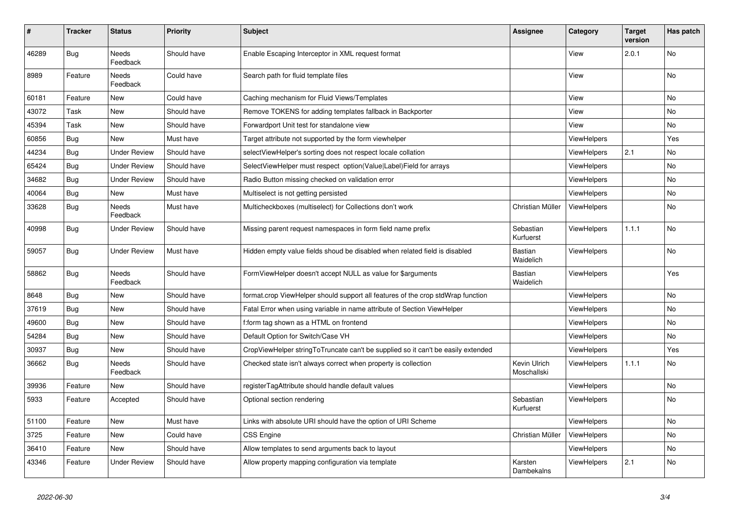| # | Tracker | Status | Priority | Subject | Assignee | Category | Target version | Has patch |
|---|---|---|---|---|---|---|---|---|
| 46289 | Bug | Needs Feedback | Should have | Enable Escaping Interceptor in XML request format | | View | 2.0.1 | No |
| 8989 | Feature | Needs Feedback | Could have | Search path for fluid template files | | View | | No |
| 60181 | Feature | New | Could have | Caching mechanism for Fluid Views/Templates | | View | | No |
| 43072 | Task | New | Should have | Remove TOKENS for adding templates fallback in Backporter | | View | | No |
| 45394 | Task | New | Should have | Forwardport Unit test for standalone view | | View | | No |
| 60856 | Bug | New | Must have | Target attribute not supported by the form viewhelper | | ViewHelpers | | Yes |
| 44234 | Bug | Under Review | Should have | selectViewHelper's sorting does not respect locale collation | | ViewHelpers | 2.1 | No |
| 65424 | Bug | Under Review | Should have | SelectViewHelper must respect option(Value\|Label)Field for arrays | | ViewHelpers | | No |
| 34682 | Bug | Under Review | Should have | Radio Button missing checked on validation error | | ViewHelpers | | No |
| 40064 | Bug | New | Must have | Multiselect is not getting persisted | | ViewHelpers | | No |
| 33628 | Bug | Needs Feedback | Must have | Multicheckboxes (multiselect) for Collections don't work | Christian Müller | ViewHelpers | | No |
| 40998 | Bug | Under Review | Should have | Missing parent request namespaces in form field name prefix | Sebastian Kurfuerst | ViewHelpers | 1.1.1 | No |
| 59057 | Bug | Under Review | Must have | Hidden empty value fields shoud be disabled when related field is disabled | Bastian Waidelich | ViewHelpers | | No |
| 58862 | Bug | Needs Feedback | Should have | FormViewHelper doesn't accept NULL as value for $arguments | Bastian Waidelich | ViewHelpers | | Yes |
| 8648 | Bug | New | Should have | format.crop ViewHelper should support all features of the crop stdWrap function | | ViewHelpers | | No |
| 37619 | Bug | New | Should have | Fatal Error when using variable in name attribute of Section ViewHelper | | ViewHelpers | | No |
| 49600 | Bug | New | Should have | f:form tag shown as a HTML on frontend | | ViewHelpers | | No |
| 54284 | Bug | New | Should have | Default Option for Switch/Case VH | | ViewHelpers | | No |
| 30937 | Bug | New | Should have | CropViewHelper stringToTruncate can't be supplied so it can't be easily extended | | ViewHelpers | | Yes |
| 36662 | Bug | Needs Feedback | Should have | Checked state isn't always correct when property is collection | Kevin Ulrich Moschallski | ViewHelpers | 1.1.1 | No |
| 39936 | Feature | New | Should have | registerTagAttribute should handle default values | | ViewHelpers | | No |
| 5933 | Feature | Accepted | Should have | Optional section rendering | Sebastian Kurfuerst | ViewHelpers | | No |
| 51100 | Feature | New | Must have | Links with absolute URI should have the option of URI Scheme | | ViewHelpers | | No |
| 3725 | Feature | New | Could have | CSS Engine | Christian Müller | ViewHelpers | | No |
| 36410 | Feature | New | Should have | Allow templates to send arguments back to layout | | ViewHelpers | | No |
| 43346 | Feature | Under Review | Should have | Allow property mapping configuration via template | Karsten Dambekalns | ViewHelpers | 2.1 | No |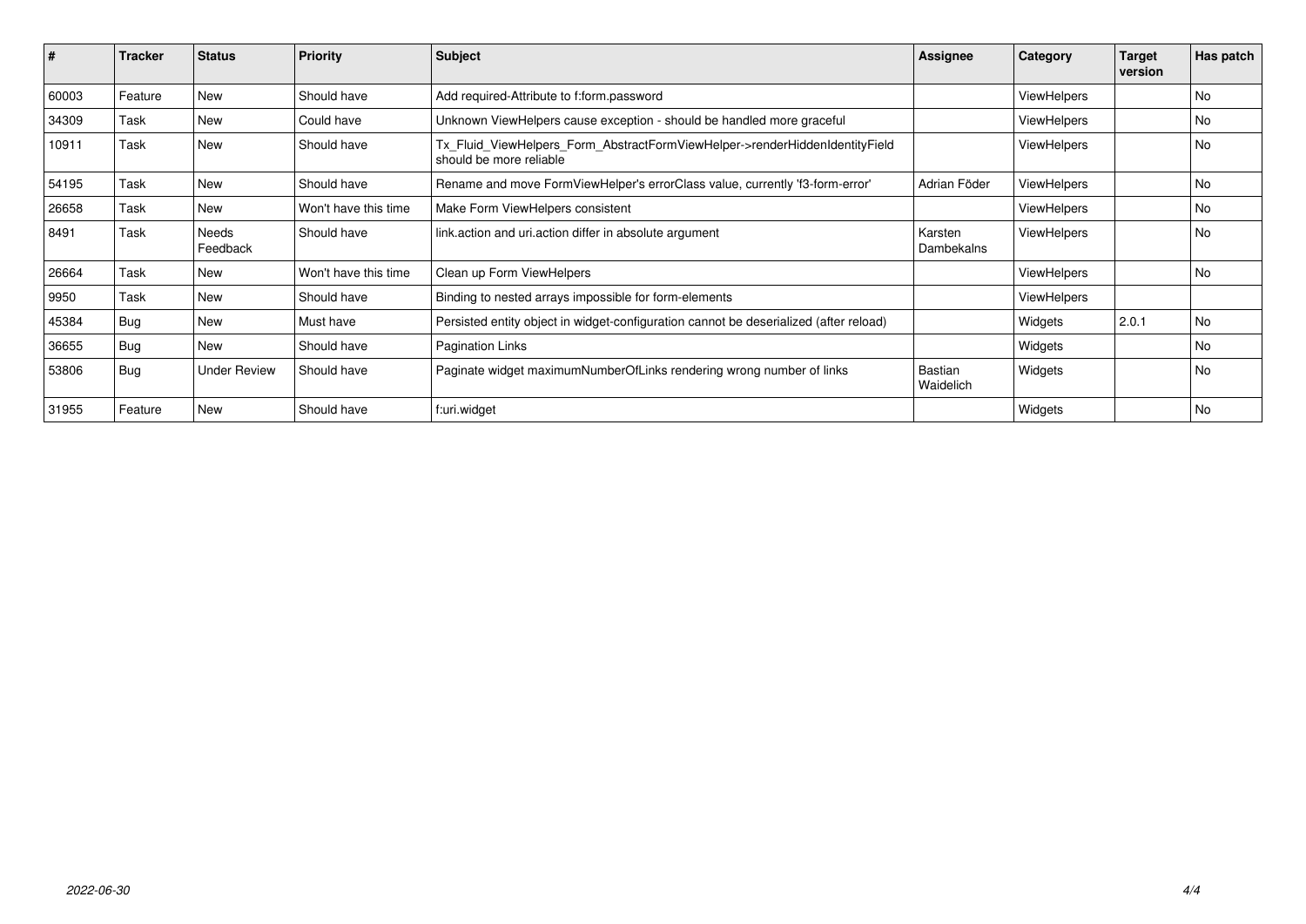| # | Tracker | Status | Priority | Subject | Assignee | Category | Target version | Has patch |
|---|---|---|---|---|---|---|---|---|
| 60003 | Feature | New | Should have | Add required-Attribute to f:form.password | | ViewHelpers | | No |
| 34309 | Task | New | Could have | Unknown ViewHelpers cause exception - should be handled more graceful | | ViewHelpers | | No |
| 10911 | Task | New | Should have | Tx_Fluid_ViewHelpers_Form_AbstractFormViewHelper->renderHiddenIdentityField should be more reliable | | ViewHelpers | | No |
| 54195 | Task | New | Should have | Rename and move FormViewHelper's errorClass value, currently 'f3-form-error' | Adrian Föder | ViewHelpers | | No |
| 26658 | Task | New | Won't have this time | Make Form ViewHelpers consistent | | ViewHelpers | | No |
| 8491 | Task | Needs Feedback | Should have | link.action and uri.action differ in absolute argument | Karsten Dambekalns | ViewHelpers | | No |
| 26664 | Task | New | Won't have this time | Clean up Form ViewHelpers | | ViewHelpers | | No |
| 9950 | Task | New | Should have | Binding to nested arrays impossible for form-elements | | ViewHelpers | | |
| 45384 | Bug | New | Must have | Persisted entity object in widget-configuration cannot be deserialized (after reload) | | Widgets | 2.0.1 | No |
| 36655 | Bug | New | Should have | Pagination Links | | Widgets | | No |
| 53806 | Bug | Under Review | Should have | Paginate widget maximumNumberOfLinks rendering wrong number of links | Bastian Waidelich | Widgets | | No |
| 31955 | Feature | New | Should have | f:uri.widget | | Widgets | | No |